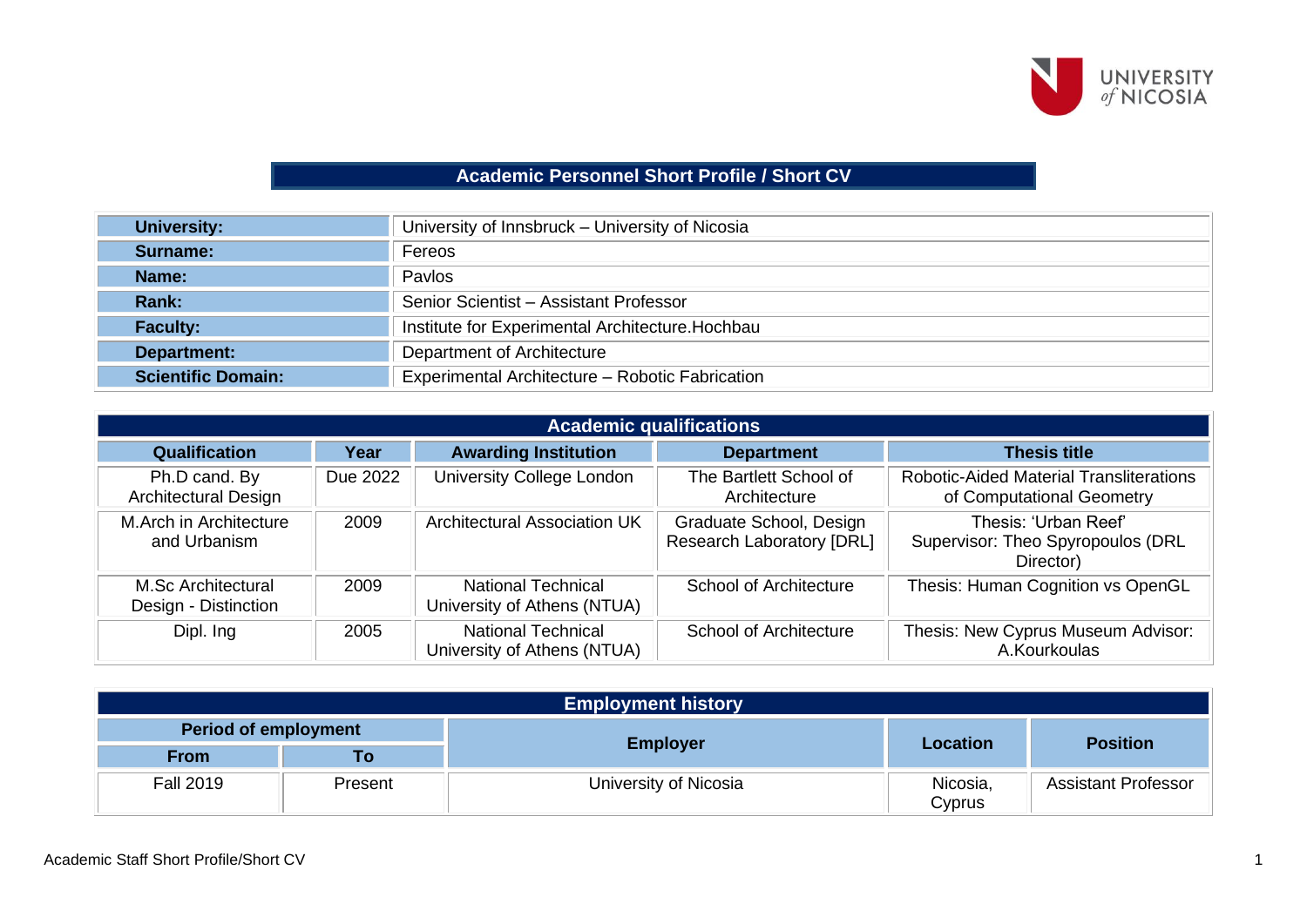# Academic Personnel Short Profile / Short CV

| | |
|---|---|
| **University:** | University of Innsbruck – University of Nicosia |
| **Surname:** | Fereos |
| **Name:** | Pavlos |
| **Rank:** | Senior Scientist – Assistant Professor |
| **Faculty:** | Institute for Experimental Architecture.Hochbau |
| **Department:** | Department of Architecture |
| **Scientific Domain:** | Experimental Architecture – Robotic Fabrication |

## Academic qualifications

| Qualification | Year | Awarding Institution | Department | Thesis title |
|---|---|---|---|---|
| Ph.D cand. By Architectural Design | Due 2022 | University College London | The Bartlett School of Architecture | Robotic-Aided Material Transliterations of Computational Geometry |
| M.Arch in Architecture and Urbanism | 2009 | Architectural Association UK | Graduate School, Design Research Laboratory [DRL] | Thesis: 'Urban Reef' Supervisor: Theo Spyropoulos (DRL Director) |
| M.Sc Architectural Design - Distinction | 2009 | National Technical University of Athens (NTUA) | School of Architecture | Thesis: Human Cognition vs OpenGL |
| Dipl. Ing | 2005 | National Technical University of Athens (NTUA) | School of Architecture | Thesis: New Cyprus Museum Advisor: A.Kourkoulas |

## Employment history

| Period of employment | | Employer | Location | Position |
|---|---|---|---|---|
| From | To | | | |
| Fall 2019 | Present | University of Nicosia | Nicosia, Cyprus | Assistant Professor |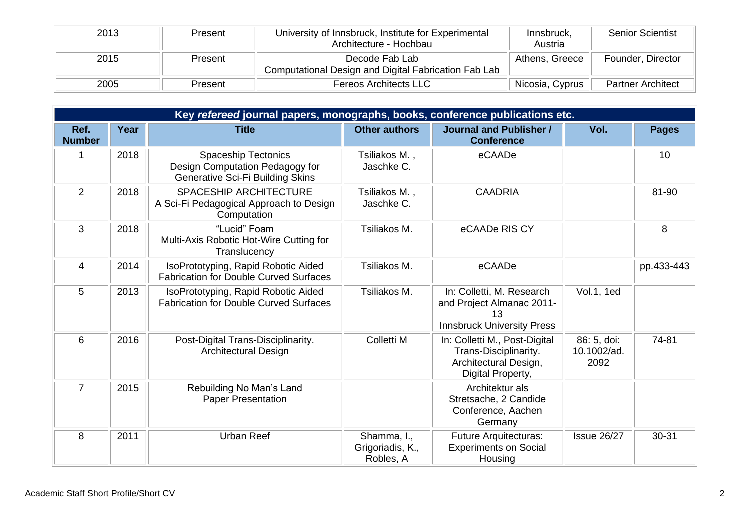| 2013 | Present | University of Innsbruck, Institute for Experimental Architecture - Hochbau | Innsbruck, Austria | Senior Scientist |
|---|---|---|---|---|
| 2015 | Present | Decode Fab Lab<br>Computational Design and Digital Fabrication Fab Lab | Athens, Greece | Founder, Director |
| 2005 | Present | Fereos Architects LLC | Nicosia, Cyprus | Partner Architect |

**Key *refereed* journal papers, monographs, books, conference publications etc.**

| Ref. Number | Year | Title | Other authors | Journal and Publisher / Conference | Vol. | Pages |
|---|---|---|---|---|---|---|
| 1 | 2018 | Spaceship Tectonics<br>Design Computation Pedagogy for Generative Sci-Fi Building Skins | Tsiliakos M. , Jaschke C. | eCAADe | | 10 |
| 2 | 2018 | SPACESHIP ARCHITECTURE<br>A Sci-Fi Pedagogical Approach to Design Computation | Tsiliakos M. , Jaschke C. | CAADRIA | | 81-90 |
| 3 | 2018 | “Lucid” Foam<br>Multi-Axis Robotic Hot-Wire Cutting for Translucency | Tsiliakos M. | eCAADe RIS CY | | 8 |
| 4 | 2014 | IsoPrototyping, Rapid Robotic Aided Fabrication for Double Curved Surfaces | Tsiliakos M. | eCAADe | | pp.433-443 |
| 5 | 2013 | IsoPrototyping, Rapid Robotic Aided Fabrication for Double Curved Surfaces | Tsiliakos M. | In: Colletti, M. Research and Project Almanac 2011-13<br>Innsbruck University Press | Vol.1, 1ed | |
| 6 | 2016 | Post-Digital Trans-Disciplinarity. Architectural Design | Colletti M | In: Colletti M., Post-Digital Trans-Disciplinarity. Architectural Design, Digital Property, | 86: 5, doi: 10.1002/ad. 2092 | 74-81 |
| 7 | 2015 | Rebuilding No Man’s Land<br>Paper Presentation | | Architektur als Stretsache, 2 Candide Conference, Aachen Germany | | |
| 8 | 2011 | Urban Reef | Shamma, I., Grigoriadis, K., Robles, A | Future Arquitecturas: Experiments on Social Housing | Issue 26/27 | 30-31 |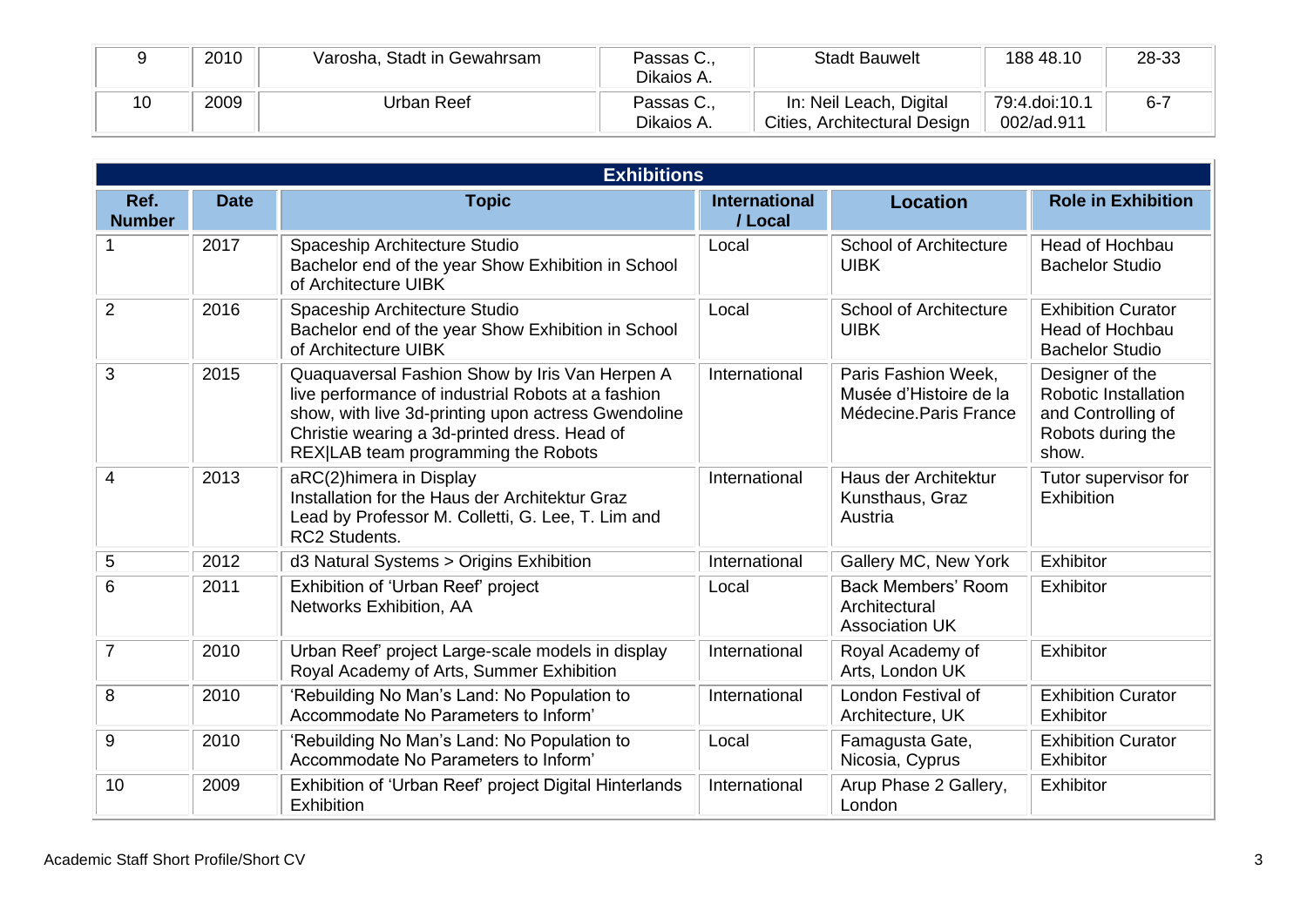| 9 | 2010 | Varosha, Stadt in Gewahrsam | Passas C., Dikaios A. | Stadt Bauwelt | 188 48.10 | 28-33 |
|---|---|---|---|---|---|---|
| 10 | 2009 | Urban Reef | Passas C., Dikaios A. | In: Neil Leach, Digital Cities, Architectural Design | 79:4.doi:10.1 002/ad.911 | 6-7 |

| Exhibitions | | | | | |
|---|---|---|---|---|---|
| **Ref. Number** | **Date** | **Topic** | **International / Local** | **Location** | **Role in Exhibition** |
| 1 | 2017 | Spaceship Architecture Studio<br>Bachelor end of the year Show Exhibition in School of Architecture UIBK | Local | School of Architecture UIBK | Head of Hochbau Bachelor Studio |
| 2 | 2016 | Spaceship Architecture Studio<br>Bachelor end of the year Show Exhibition in School of Architecture UIBK | Local | School of Architecture UIBK | Exhibition Curator<br>Head of Hochbau Bachelor Studio |
| 3 | 2015 | Quaquaversal Fashion Show by Iris Van Herpen A live performance of industrial Robots at a fashion show, with live 3d-printing upon actress Gwendoline Christie wearing a 3d-printed dress. Head of REX\|LAB team programming the Robots | International | Paris Fashion Week, Musée d'Histoire de la Médecine.Paris France | Designer of the Robotic Installation and Controlling of Robots during the show. |
| 4 | 2013 | aRC(2)himera in Display<br>Installation for the Haus der Architektur Graz<br>Lead by Professor M. Colletti, G. Lee, T. Lim and RC2 Students. | International | Haus der Architektur Kunsthaus, Graz Austria | Tutor supervisor for Exhibition |
| 5 | 2012 | d3 Natural Systems > Origins Exhibition | International | Gallery MC, New York | Exhibitor |
| 6 | 2011 | Exhibition of 'Urban Reef' project<br>Networks Exhibition, AA | Local | Back Members' Room Architectural Association UK | Exhibitor |
| 7 | 2010 | Urban Reef' project Large-scale models in display Royal Academy of Arts, Summer Exhibition | International | Royal Academy of Arts, London UK | Exhibitor |
| 8 | 2010 | 'Rebuilding No Man's Land: No Population to Accommodate No Parameters to Inform' | International | London Festival of Architecture, UK | Exhibition Curator<br>Exhibitor |
| 9 | 2010 | 'Rebuilding No Man's Land: No Population to Accommodate No Parameters to Inform' | Local | Famagusta Gate, Nicosia, Cyprus | Exhibition Curator<br>Exhibitor |
| 10 | 2009 | Exhibition of 'Urban Reef' project Digital Hinterlands Exhibition | International | Arup Phase 2 Gallery, London | Exhibitor |

Academic Staff Short Profile/Short CV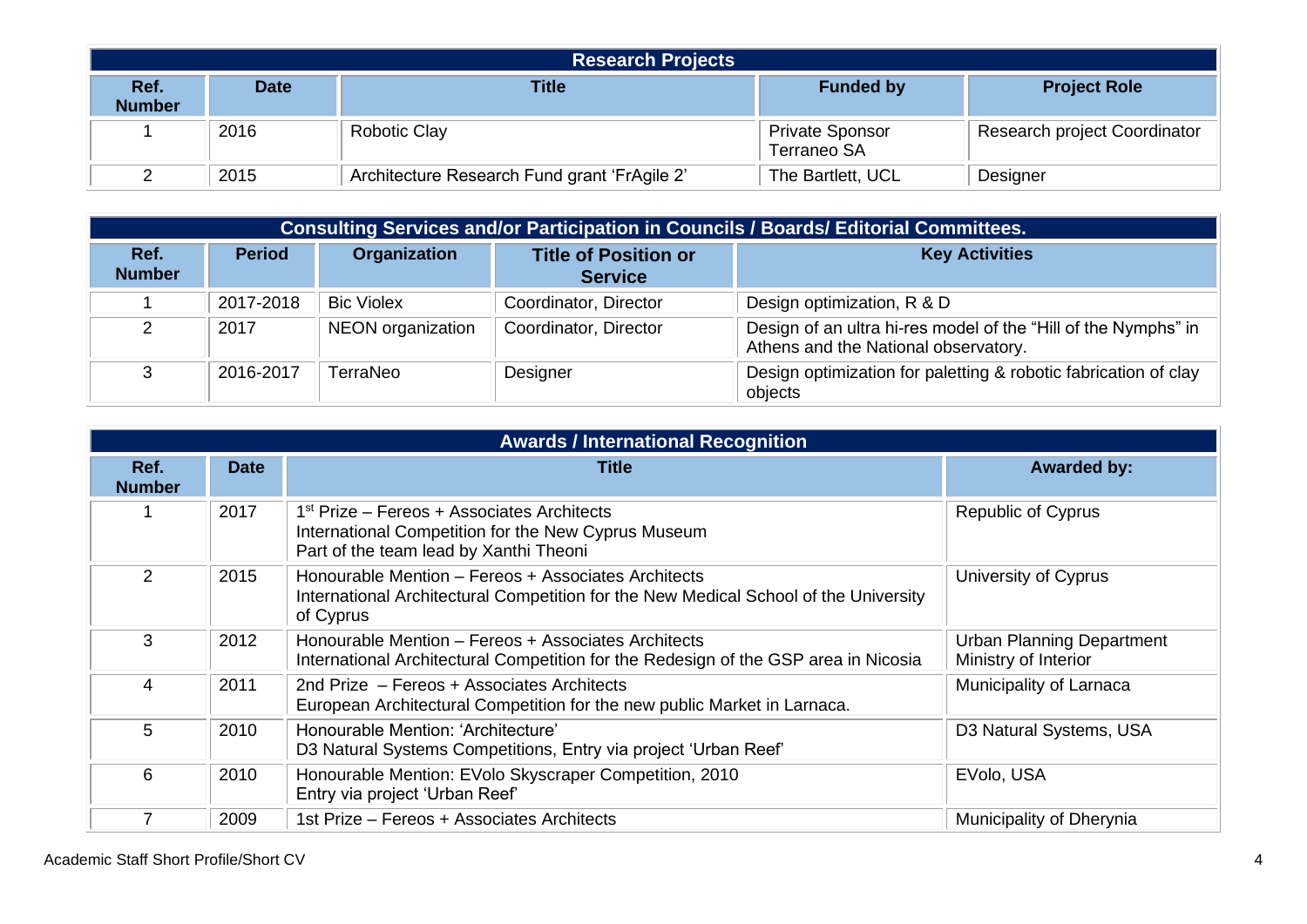| Research Projects | | | | |
|---|---|---|---|---|
| **Ref. Number** | **Date** | **Title** | **Funded by** | **Project Role** |
| 1 | 2016 | Robotic Clay | Private Sponsor Terraneo SA | Research project Coordinator |
| 2 | 2015 | Architecture Research Fund grant 'FrAgile 2' | The Bartlett, UCL | Designer |

| Consulting Services and/or Participation in Councils / Boards/ Editorial Committees. | | | | |
|---|---|---|---|---|
| **Ref. Number** | **Period** | **Organization** | **Title of Position or Service** | **Key Activities** |
| 1 | 2017-2018 | Bic Violex | Coordinator, Director | Design optimization, R & D |
| 2 | 2017 | NEON organization | Coordinator, Director | Design of an ultra hi-res model of the "Hill of the Nymphs" in Athens and the National observatory. |
| 3 | 2016-2017 | TerraNeo | Designer | Design optimization for paletting & robotic fabrication of clay objects |

| Awards / International Recognition | | | |
|---|---|---|---|
| **Ref. Number** | **Date** | **Title** | **Awarded by:** |
| 1 | 2017 | 1st Prize – Fereos + Associates Architects<br>International Competition for the New Cyprus Museum<br>Part of the team lead by Xanthi Theoni | Republic of Cyprus |
| 2 | 2015 | Honourable Mention – Fereos + Associates Architects<br>International Architectural Competition for the New Medical School of the University of Cyprus | University of Cyprus |
| 3 | 2012 | Honourable Mention – Fereos + Associates Architects<br>International Architectural Competition for the Redesign of the GSP area in Nicosia | Urban Planning Department Ministry of Interior |
| 4 | 2011 | 2nd Prize – Fereos + Associates Architects<br>European Architectural Competition for the new public Market in Larnaca. | Municipality of Larnaca |
| 5 | 2010 | Honourable Mention: 'Architecture'<br>D3 Natural Systems Competitions, Entry via project 'Urban Reef' | D3 Natural Systems, USA |
| 6 | 2010 | Honourable Mention: EVolo Skyscraper Competition, 2010<br>Entry via project 'Urban Reef' | EVolo, USA |
| 7 | 2009 | 1st Prize – Fereos + Associates Architects | Municipality of Dherynia |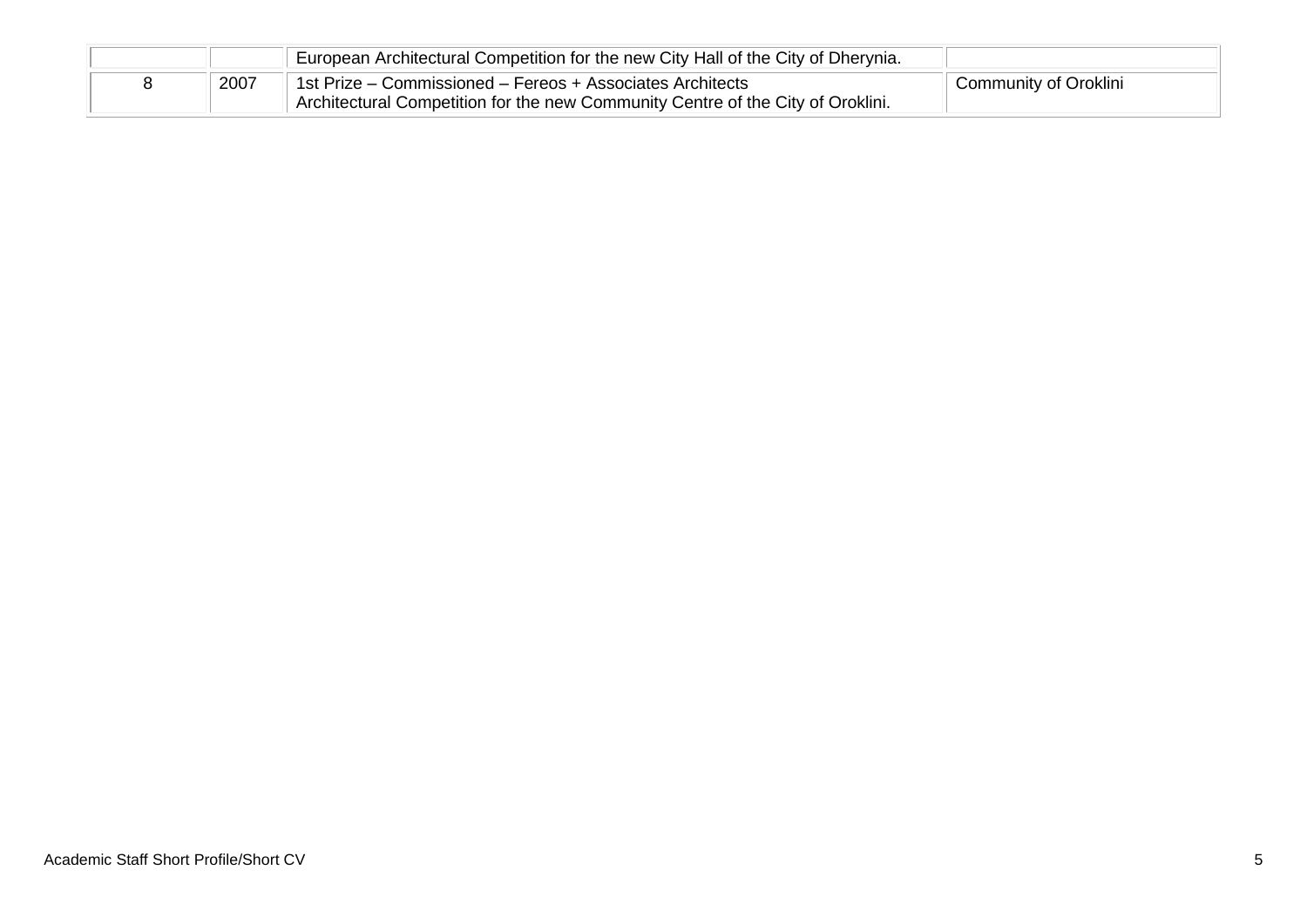| | | | |
|---|---|---|---|
| | | European Architectural Competition for the new City Hall of the City of Dherynia. | |
| 8 | 2007 | 1st Prize – Commissioned – Fereos + Associates Architects<br>Architectural Competition for the new Community Centre of the City of Oroklini. | Community of Oroklini |